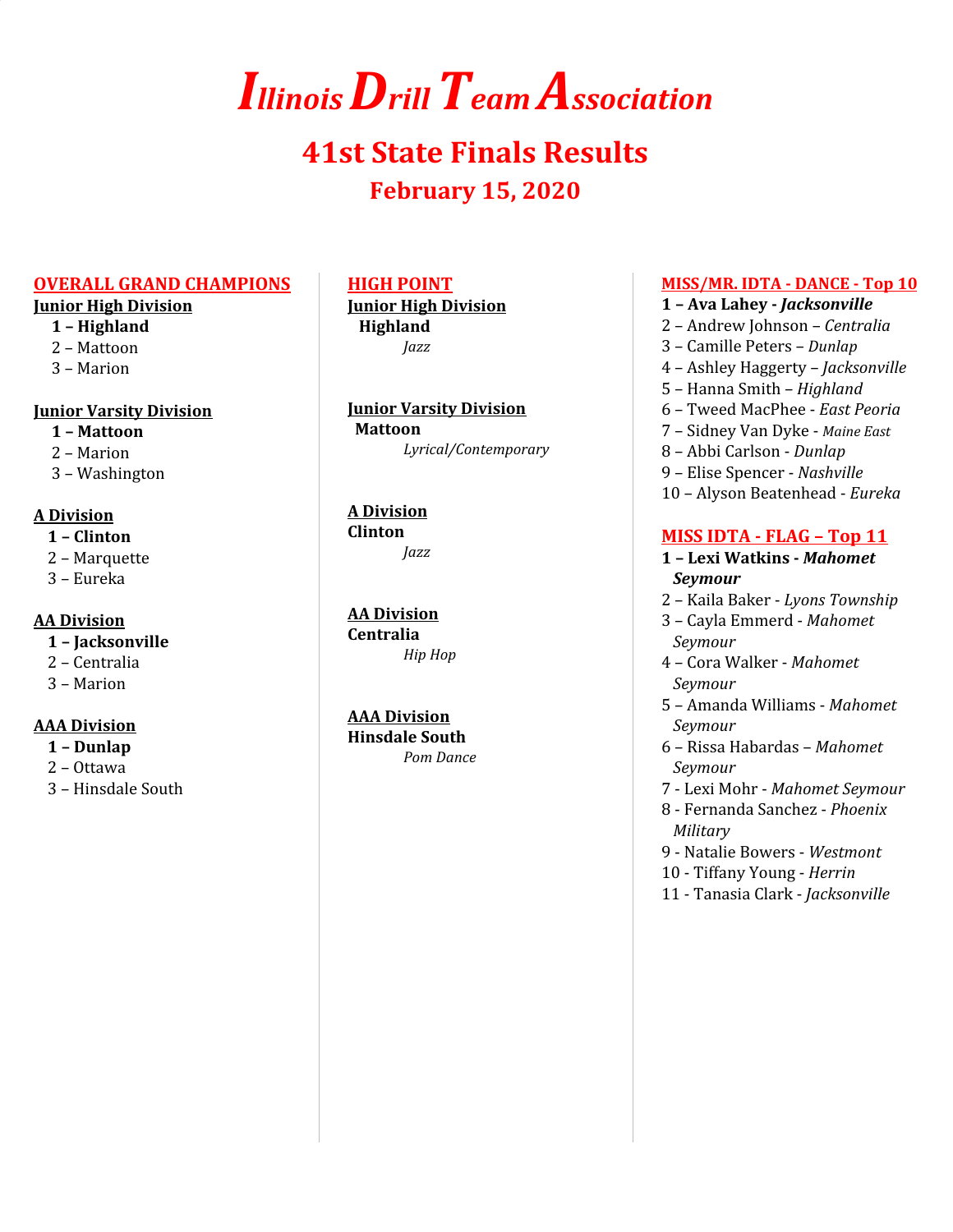# Illinois Drill Team Association

## 41st State Finals Results

### February 15, 2020

## OVERALL GRAND CHAMPIONS

**Junior High Division**

- **1 – Highland**
- 2 – Mattoon
- 3 – Marion

**Junior Varsity Division**

- **1 – Mattoon**
- 2 – Marion
- 3 – Washington

**A Division**

- **1 – Clinton**
- 2 – Marquette
- 3 – Eureka

**AA Division**

- **1 – Jacksonville**
- 2 – Centralia
- 3 – Marion

**AAA Division**

- **1 – Dunlap**
- 2 – Ottawa
- 3 – Hinsdale South

## HIGH POINT

**Junior High Division**

**Highland**

*Jazz*

**Junior Varsity Division**

**Mattoon**

*Lyrical/Contemporary*

**A Division**

**Clinton**

*Jazz*

**AA Division**

**Centralia**

*Hip Hop*

**AAA Division**

**Hinsdale South**

*Pom Dance*

## MISS/MR. IDTA - DANCE - Top 10

1. **Ava Lahey - *Jacksonville***
2. Andrew Johnson – *Centralia*
3. Camille Peters – *Dunlap*
4. Ashley Haggerty – *Jacksonville*
5. Hanna Smith – *Highland*
6. Tweed MacPhee - *East Peoria*
7. Sidney Van Dyke - *Maine East*
8. Abbi Carlson - *Dunlap*
9. Elise Spencer - *Nashville*
10. Alyson Beatenhead - *Eureka*

## MISS IDTA - FLAG – Top 11

1. **Lexi Watkins - *Mahomet Seymour***
2. Kaila Baker - *Lyons Township*
3. Cayla Emmerd - *Mahomet Seymour*
4. Cora Walker - *Mahomet Seymour*
5. Amanda Williams - *Mahomet Seymour*
6. Rissa Habardas – *Mahomet Seymour*
7. Lexi Mohr - *Mahomet Seymour*
8. Fernanda Sanchez - *Phoenix Military*
9. Natalie Bowers - *Westmont*
10. Tiffany Young - *Herrin*
11. Tanasia Clark - *Jacksonville*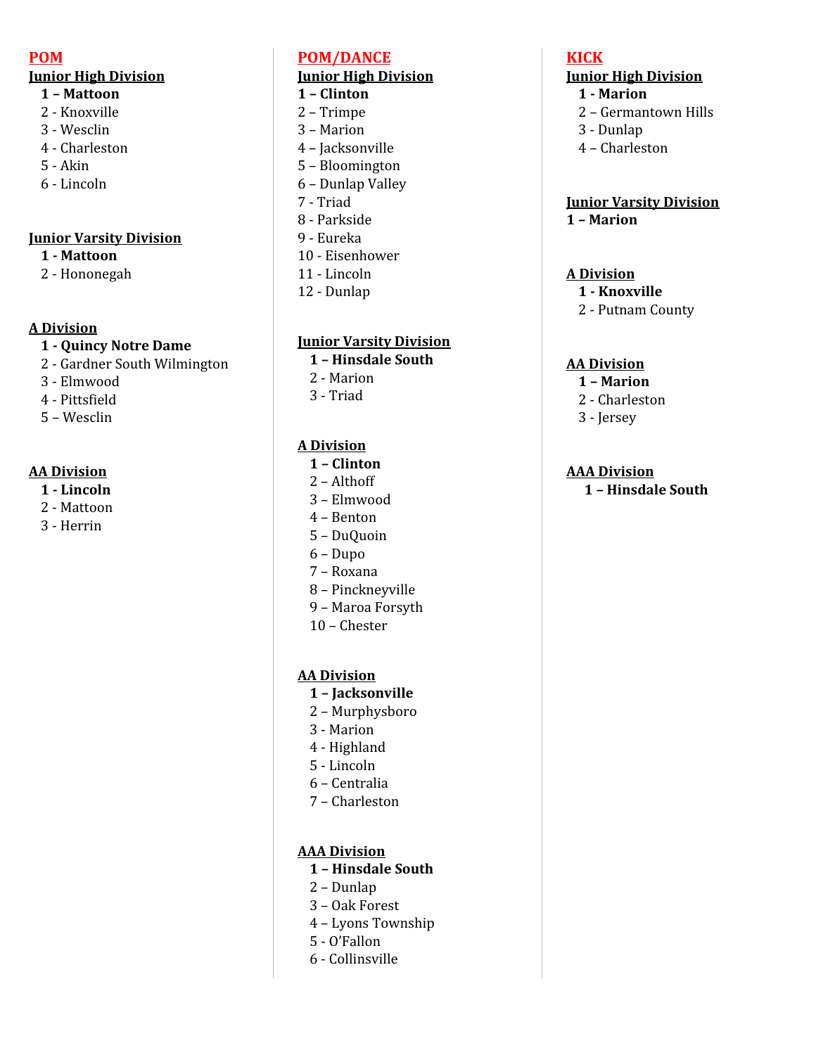## POM

### Junior High Division

**1 – Mattoon**
2 - Knoxville
3 - Wesclin
4 - Charleston
5 - Akin
6 - Lincoln

### Junior Varsity Division

**1 - Mattoon**
2 - Hononegah

### A Division

**1 - Quincy Notre Dame**
2 - Gardner South Wilmington
3 - Elmwood
4 - Pittsfield
5 – Wesclin

### AA Division

**1 - Lincoln**
2 - Mattoon
3 - Herrin

## POM/DANCE

### Junior High Division

**1 – Clinton**
2 – Trimpe
3 – Marion
4 – Jacksonville
5 – Bloomington
6 – Dunlap Valley
7 - Triad
8 - Parkside
9 - Eureka
10 - Eisenhower
11 - Lincoln
12 - Dunlap

### Junior Varsity Division

**1 – Hinsdale South**
2 - Marion
3 - Triad

### A Division

**1 – Clinton**
2 – Althoff
3 – Elmwood
4 – Benton
5 – DuQuoin
6 – Dupo
7 – Roxana
8 – Pinckneyville
9 – Maroa Forsyth
10 – Chester

### AA Division

**1 – Jacksonville**
2 – Murphysboro
3 - Marion
4 - Highland
5 - Lincoln
6 – Centralia
7 – Charleston

### AAA Division

**1 – Hinsdale South**
2 – Dunlap
3 – Oak Forest
4 – Lyons Township
5 - O'Fallon
6 - Collinsville

## KICK

### Junior High Division

**1 - Marion**
2 – Germantown Hills
3 - Dunlap
4 – Charleston

### Junior Varsity Division

**1 – Marion**

### A Division

**1 - Knoxville**
2 - Putnam County

### AA Division

**1 – Marion**
2 - Charleston
3 - Jersey

### AAA Division

**1 – Hinsdale South**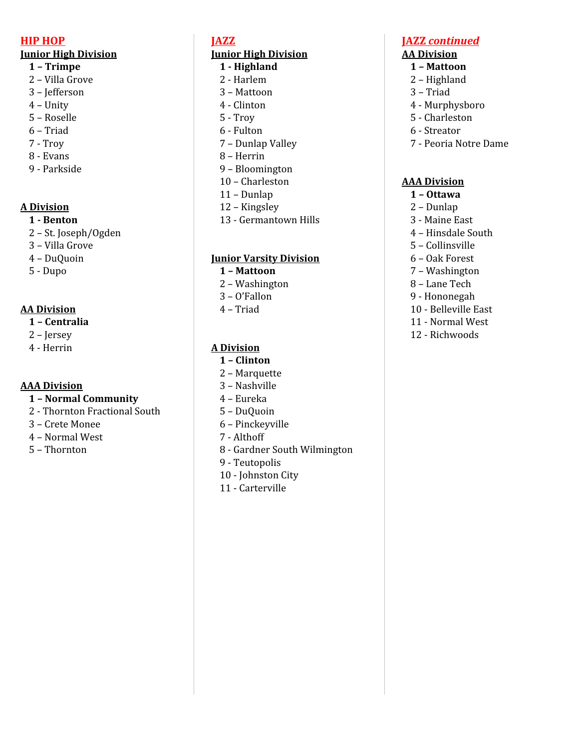## HIP HOP

### Junior High Division

**1 – Trimpe**
2 – Villa Grove
3 – Jefferson
4 – Unity
5 – Roselle
6 – Triad
7 - Troy
8 - Evans
9 - Parkside

### A Division

**1 - Benton**
2 – St. Joseph/Ogden
3 – Villa Grove
4 – DuQuoin
5 - Dupo

### AA Division

**1 – Centralia**
2 – Jersey
4 - Herrin

### AAA Division

**1 – Normal Community**
2 - Thornton Fractional South
3 – Crete Monee
4 – Normal West
5 – Thornton

## JAZZ

### Junior High Division

**1 - Highland**
2 - Harlem
3 – Mattoon
4 - Clinton
5 - Troy
6 - Fulton
7 – Dunlap Valley
8 – Herrin
9 – Bloomington
10 – Charleston
11 – Dunlap
12 – Kingsley
13 - Germantown Hills

### Junior Varsity Division

**1 – Mattoon**
2 – Washington
3 – O'Fallon
4 – Triad

### A Division

**1 – Clinton**
2 – Marquette
3 – Nashville
4 – Eureka
5 – DuQuoin
6 – Pinckeyville
7 - Althoff
8 - Gardner South Wilmington
9 - Teutopolis
10 - Johnston City
11 - Carterville

## *JAZZ continued*

### AA Division

**1 – Mattoon**
2 – Highland
3 – Triad
4 - Murphysboro
5 - Charleston
6 - Streator
7 - Peoria Notre Dame

### AAA Division

**1 – Ottawa**
2 – Dunlap
3 – Maine East
4 – Hinsdale South
5 – Collinsville
6 – Oak Forest
7 – Washington
8 – Lane Tech
9 - Hononegah
10 - Belleville East
11 - Normal West
12 - Richwoods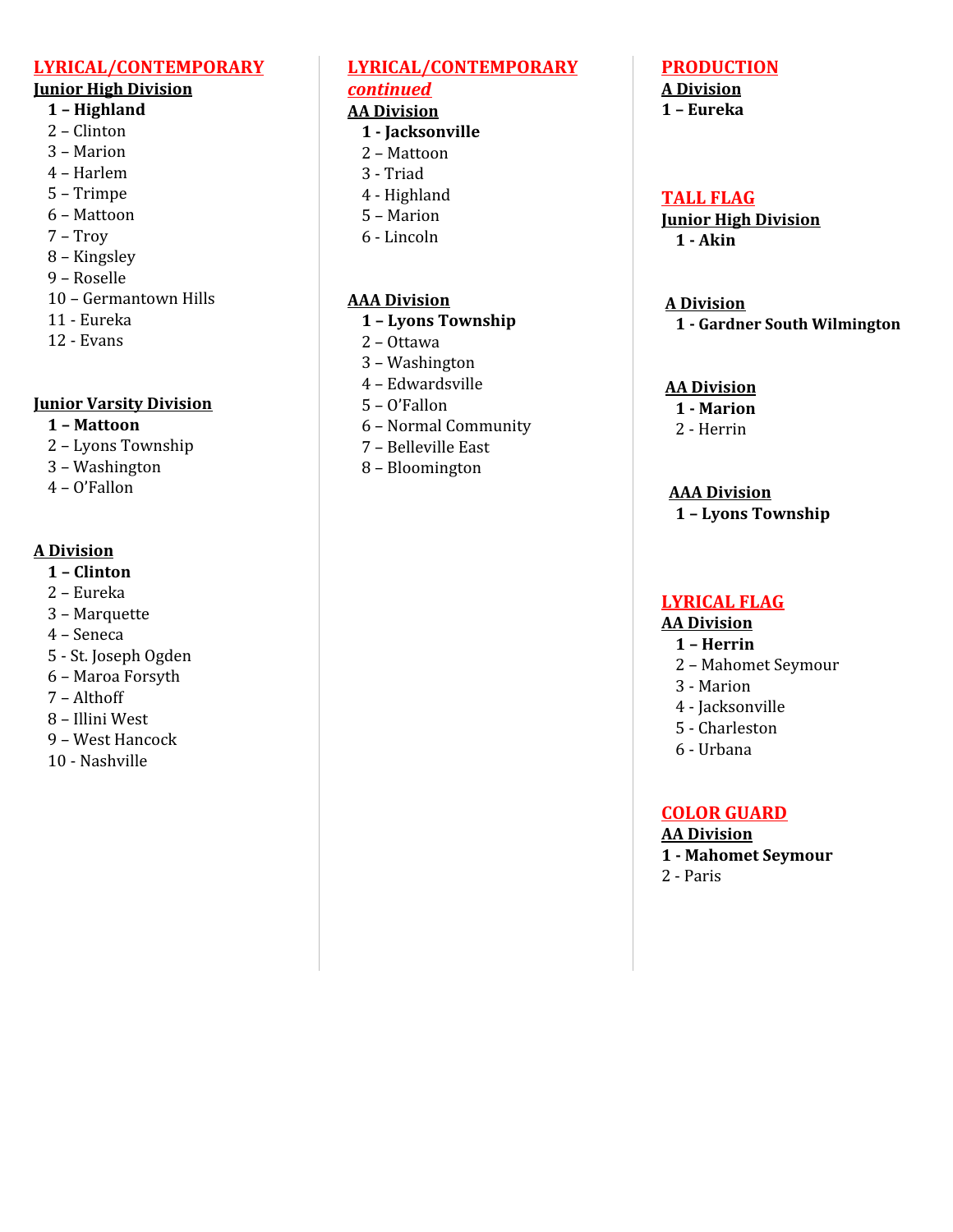## LYRICAL/CONTEMPORARY

### Junior High Division

**1 – Highland**
2 – Clinton
3 – Marion
4 – Harlem
5 – Trimpe
6 – Mattoon
7 – Troy
8 – Kingsley
9 – Roselle
10 – Germantown Hills
11 - Eureka
12 - Evans

### Junior Varsity Division

**1 – Mattoon**
2 – Lyons Township
3 – Washington
4 – O'Fallon

### A Division

**1 – Clinton**
2 – Eureka
3 – Marquette
4 – Seneca
5 - St. Joseph Ogden
6 – Maroa Forsyth
7 – Althoff
8 – Illini West
9 – West Hancock
10 - Nashville

## LYRICAL/CONTEMPORARY *continued*

### AA Division

**1 - Jacksonville**
2 – Mattoon
3 - Triad
4 - Highland
5 – Marion
6 - Lincoln

### AAA Division

**1 – Lyons Township**
2 – Ottawa
3 – Washington
4 – Edwardsville
5 – O'Fallon
6 – Normal Community
7 – Belleville East
8 – Bloomington

## PRODUCTION

### A Division

**1 – Eureka**

## TALL FLAG

### Junior High Division

**1 - Akin**

### A Division

**1 - Gardner South Wilmington**

### AA Division

**1 - Marion**
2 - Herrin

### AAA Division

**1 – Lyons Township**

## LYRICAL FLAG

### AA Division

**1 – Herrin**
2 – Mahomet Seymour
3 - Marion
4 - Jacksonville
5 - Charleston
6 - Urbana

## COLOR GUARD

### AA Division

**1 - Mahomet Seymour**
2 - Paris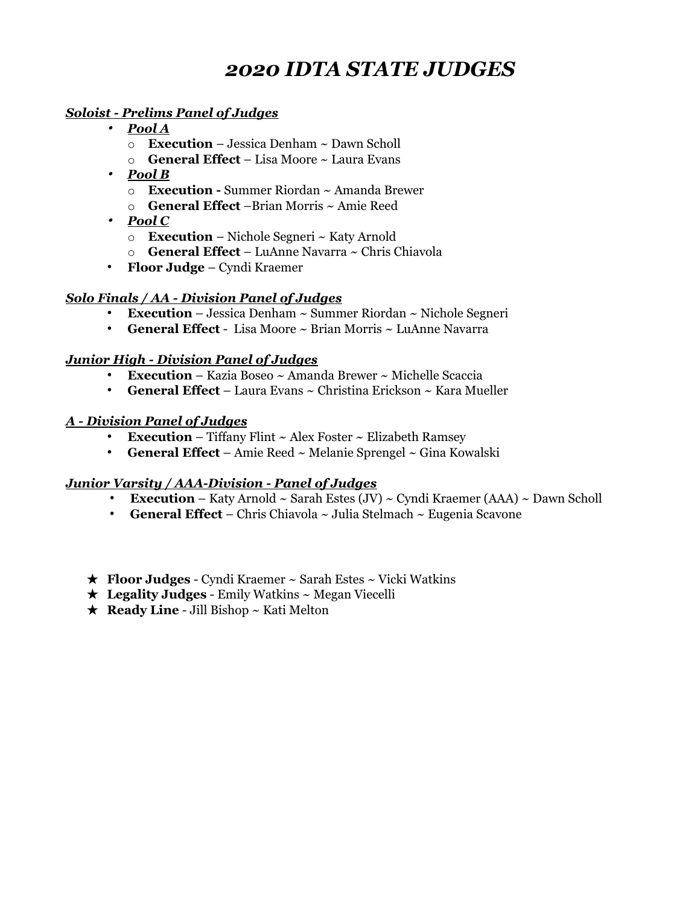# *2020 IDTA STATE JUDGES*

***Soloist - Prelims Panel of Judges***

- ***Pool A***
  - **Execution** – Jessica Denham ~ Dawn Scholl
  - **General Effect** – Lisa Moore ~ Laura Evans
- ***Pool B***
  - **Execution -** Summer Riordan ~ Amanda Brewer
  - **General Effect** –Brian Morris ~ Amie Reed
- ***Pool C***
  - **Execution** – Nichole Segneri ~ Katy Arnold
  - **General Effect** – LuAnne Navarra ~ Chris Chiavola
- **Floor Judge** – Cyndi Kraemer

***Solo Finals / AA - Division Panel of Judges***

- **Execution** – Jessica Denham ~ Summer Riordan ~ Nichole Segneri
- **General Effect** - Lisa Moore ~ Brian Morris ~ LuAnne Navarra

***Junior High - Division Panel of Judges***

- **Execution** – Kazia Boseo ~ Amanda Brewer ~ Michelle Scaccia
- **General Effect** – Laura Evans ~ Christina Erickson ~ Kara Mueller

***A - Division Panel of Judges***

- **Execution** – Tiffany Flint ~ Alex Foster ~ Elizabeth Ramsey
- **General Effect** – Amie Reed ~ Melanie Sprengel ~ Gina Kowalski

***Junior Varsity / AAA-Division - Panel of Judges***

- **Execution** – Katy Arnold ~ Sarah Estes (JV) ~ Cyndi Kraemer (AAA) ~ Dawn Scholl
- **General Effect** – Chris Chiavola ~ Julia Stelmach ~ Eugenia Scavone

- ★ **Floor Judges** - Cyndi Kraemer ~ Sarah Estes ~ Vicki Watkins
- ★ **Legality Judges** - Emily Watkins ~ Megan Viecelli
- ★ **Ready Line** - Jill Bishop ~ Kati Melton